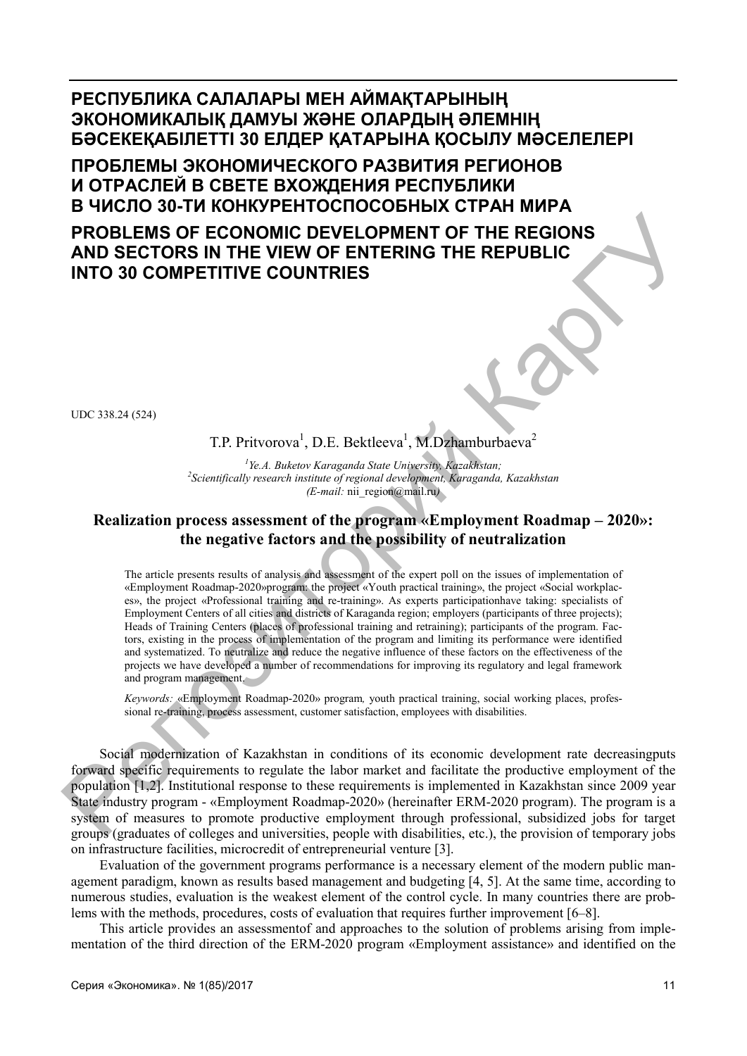# РЕСПУБЛИКА САЛАЛАРЫ МЕН АЙМАҚТАРЫНЫҢ ЭКОНОМИКАЛЫҚ ДАМУЫ ЖӘНЕ ОЛАРДЫҢ ӘЛЕМНІҢ БӘСЕКЕҚАБІЛЕТТІ 30 ЕЛДЕР ҚАТАРЫНА ҚОСЫЛУ МӘСЕЛЕЛЕРІ

# ПРОБЛЕМЫ ЭКОНОМИЧЕСКОГО РАЗВИТИЯ РЕГИОНОВ И ОТРАСЛЕЙ В СВЕТЕ ВХОЖДЕНИЯ РЕСПУБЛИКИ В ЧИСЛО 30-ТИ КОНКУРЕНТОСПОСОБНЫХ СТРАН МИРА

# PROBLEMS OF ECONOMIC DEVELOPMENT OF THE REGIONS AND SECTORS IN THE VIEW OF ENTERING THE REPUBLIC INTO 30 COMPETITIVE COUNTRIES

UDC 338.24 (524)

T.P. Pritvorova[1], D.E. Bektleeva[1], M.Dzhamburbaeva[2]

[1]*Ye.A. Buketov Karaganda State University, Kazakhstan;*
[2]*Scientifically research institute of regional development, Karaganda, Kazakhstan*
*(E-mail:* nii_region@mail.ru*)*

## Realization process assessment of the program «Employment Roadmap – 2020»: the negative factors and the possibility of neutralization

The article presents results of analysis and assessment of the expert poll on the issues of implementation of «Employment Roadmap-2020»program: the project «Youth practical training», the project «Social workplaces», the project «Professional training and re-training». As experts participationhave taking: specialists of Employment Centers of all cities and districts of Karaganda region; employers (participants of three projects); Heads of Training Centers (places of professional training and retraining); participants of the program. Factors, existing in the process of implementation of the program and limiting its performance were identified and systematized. To neutralize and reduce the negative influence of these factors on the effectiveness of the projects we have developed a number of recommendations for improving its regulatory and legal framework and program management.

*Keywords:* «Employment Roadmap-2020» program*,* youth practical training, social working places, professional re-training, process assessment, customer satisfaction, employees with disabilities.

Social modernization of Kazakhstan in conditions of its economic development rate decreasingputs forward specific requirements to regulate the labor market and facilitate the productive employment of the population [1,2]. Institutional response to these requirements is implemented in Kazakhstan since 2009 year State industry program - «Employment Roadmap-2020» (hereinafter ERM-2020 program). The program is a system of measures to promote productive employment through professional, subsidized jobs for target groups (graduates of colleges and universities, people with disabilities, etc.), the provision of temporary jobs on infrastructure facilities, microcredit of entrepreneurial venture [3].

Evaluation of the government programs performance is a necessary element of the modern public management paradigm, known as results based management and budgeting [4, 5]. At the same time, according to numerous studies, evaluation is the weakest element of the control cycle. In many countries there are problems with the methods, procedures, costs of evaluation that requires further improvement [6–8].

This article provides an assessmentof and approaches to the solution of problems arising from implementation of the third direction of the ERM-2020 program «Employment assistance» and identified on the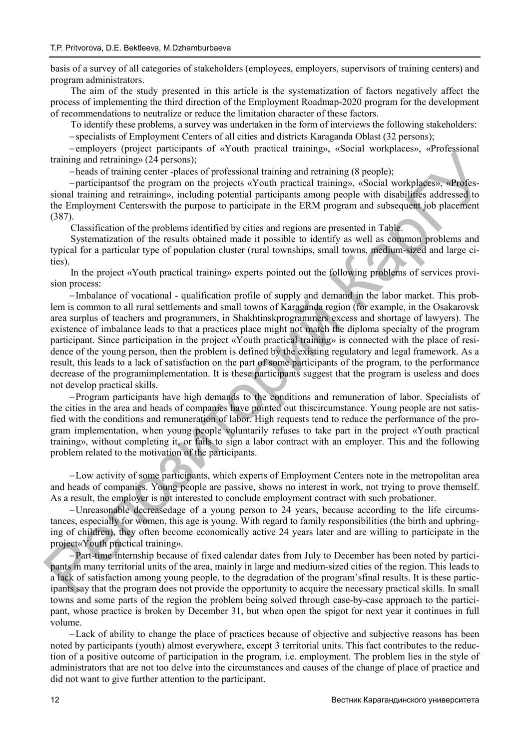basis of a survey of all categories of stakeholders (employees, employers, supervisors of training centers) and program administrators.

The aim of the study presented in this article is the systematization of factors negatively affect the process of implementing the third direction of the Employment Roadmap-2020 program for the development of recommendations to neutralize or reduce the limitation character of these factors.

To identify these problems, a survey was undertaken in the form of interviews the following stakeholders:

– specialists of Employment Centers of all cities and districts Karaganda Oblast (32 persons);

– employers (project participants of «Youth practical training», «Social workplaces», «Professional training and retraining» (24 persons);

– heads of training center -places of professional training and retraining (8 people);

– participantsof the program on the projects «Youth practical training», «Social workplaces», «Professional training and retraining», including potential participants among people with disabilities addressed to the Employment Centerswith the purpose to participate in the ERM program and subsequent job placement (387).

Classification of the problems identified by cities and regions are presented in Table.

Systematization of the results obtained made it possible to identify as well as common problems and typical for a particular type of population cluster (rural townships, small towns, medium-sized and large cities).

In the project «Youth practical training» experts pointed out the following problems of services provision process:

– Imbalance of vocational - qualification profile of supply and demand in the labor market. This problem is common to all rural settlements and small towns of Karaganda region (for example, in the Osakarovsk area surplus of teachers and programmers, in Shakhtinskprogrammers excess and shortage of lawyers). The existence of imbalance leads to that a practices place might not match the diploma specialty of the program participant. Since participation in the project «Youth practical training» is connected with the place of residence of the young person, then the problem is defined by the existing regulatory and legal framework. As a result, this leads to a lack of satisfaction on the part of some participants of the program, to the performance decrease of the programimplementation. It is these participants suggest that the program is useless and does not develop practical skills.

– Program participants have high demands to the conditions and remuneration of labor. Specialists of the cities in the area and heads of companies have pointed out thiscircumstance. Young people are not satisfied with the conditions and remuneration of labor. High requests tend to reduce the performance of the program implementation, when young people voluntarily refuses to take part in the project «Youth practical training», without completing it, or fails to sign a labor contract with an employer. This and the following problem related to the motivation of the participants.

– Low activity of some participants, which experts of Employment Centers note in the metropolitan area and heads of companies. Young people are passive, shows no interest in work, not trying to prove themself. As a result, the employer is not interested to conclude employment contract with such probationer.

– Unreasonable decreasedage of a young person to 24 years, because according to the life circumstances, especially for women, this age is young. With regard to family responsibilities (the birth and upbringing of children), they often become economically active 24 years later and are willing to participate in the project«Youth practical training».

– Part-time internship because of fixed calendar dates from July to December has been noted by participants in many territorial units of the area, mainly in large and medium-sized cities of the region. This leads to a lack of satisfaction among young people, to the degradation of the program'sfinal results. It is these participants say that the program does not provide the opportunity to acquire the necessary practical skills. In small towns and some parts of the region the problem being solved through case-by-case approach to the participant, whose practice is broken by December 31, but when open the spigot for next year it continues in full volume.

– Lack of ability to change the place of practices because of objective and subjective reasons has been noted by participants (youth) almost everywhere, except 3 territorial units. This fact contributes to the reduction of a positive outcome of participation in the program, i.e. employment. The problem lies in the style of administrators that are not too delve into the circumstances and causes of the change of place of practice and did not want to give further attention to the participant.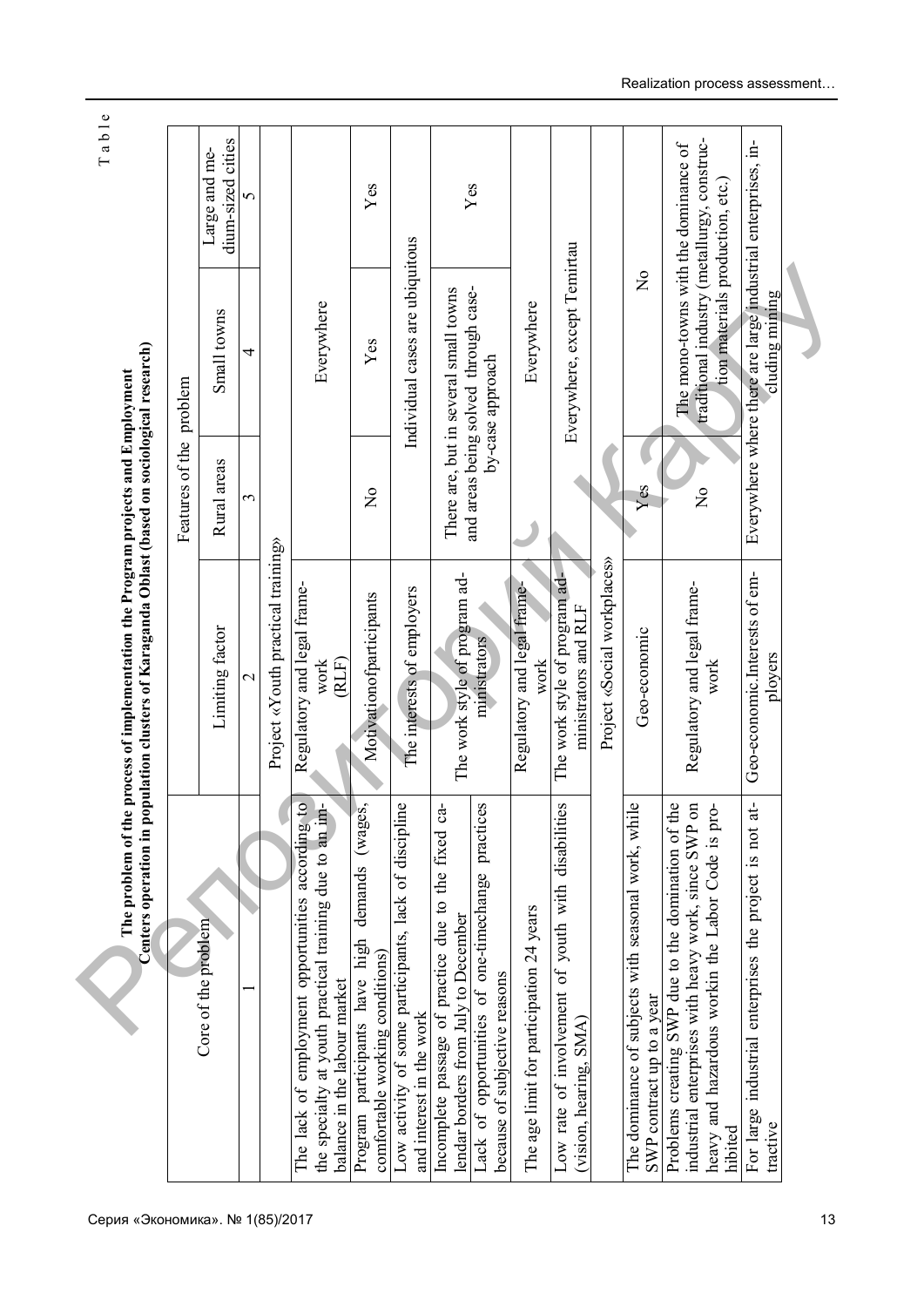Table

**The problem of the process of implementation the Program projects and Employment Centers operation in population clusters of Karaganda Oblast (based on sociological research)**

| Core of the problem | Limiting factor | Features of the problem | | |
|---|---|---|---|---|
| | | Rural areas | Small towns | Large and medium-sized cities |
| 1 | 2 | 3 | 4 | 5 |
| | Project «Youth practical training» | | | |
| The lack of employment opportunities according to the specialty at youth practical training due to an imbalance in the labour market | Regulatory and legal framework (RLF) | | Everywhere | |
| Program participants have high demands (wages, comfortable working conditions) | Motivationofparticipants | No | Yes | Yes |
| Low activity of some participants, lack of discipline and interest in the work | The interests of employers | Individual cases are ubiquitous | | |
| Incomplete passage of practice due to the fixed calendar borders from July to December | The work style of program administrators | There are, but in several small towns and areas being solved through case-by-case approach | | Yes |
| Lack of opportunities of one-timechange practices because of subjective reasons | | | | |
| The age limit for participation 24 years | Regulatory and legal framework | | Everywhere | |
| Low rate of involvement of youth with disabilities (vision, hearing, SMA) | The work style of program administrators and RLF | Everywhere, except Temirtau | | |
| | Project «Social workplaces» | | | |
| The dominance of subjects with seasonal work, while SWP contract up to a year | Geo-economic | Yes | No | |
| Problems creating SWP due to the domination of the industrial enterprises with heavy work, since SWP on heavy and hazardous workin the Labor Code is prohibited | Regulatory and legal framework | No | The mono-towns with the dominance of traditional industry (metallurgy, construction materials production, etc.) | |
| For large industrial enterprises the project is not attractive | Geo-economic.Interests of employers | Everywhere where there are large industrial enterprises, including mining | | |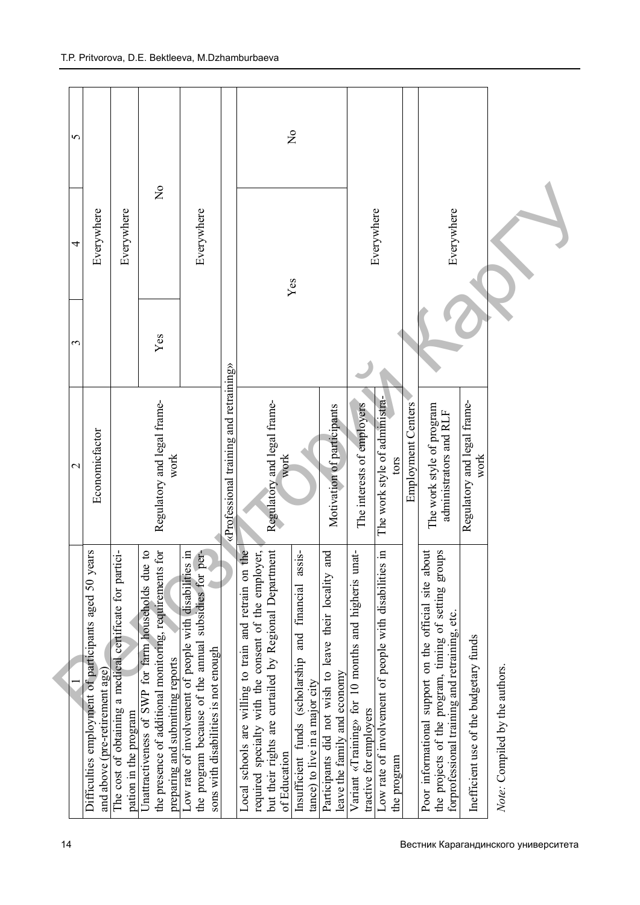| 1 | 2 | 3 | 4 | 5 |
|---|---|---|---|---|
| Difficulties employment of participants aged 50 years and above (pre-retirement age) | Economicfactor | | Everywhere | |
| The cost of obtaining a medical certificate for participation in the program | | | Everywhere | |
| Unattractiveness of SWP for farm households due to the presence of additional monitoring, requirements for preparing and submitting reports | Regulatory and legal framework | Yes | No | |
| Low rate of involvement of people with disabilities in the program because of the annual subsidies for persons with disabilities is not enough | | | Everywhere | |
| | «Professional training and retraining» | | | |
| Local schools are willing to train and retrain on the required specialty with the consent of the employer, but their rights are curtailed by Regional Department of Education | Regulatory and legal framework | Yes | | No |
| Insufficient funds (scholarship and financial assistance) to live in a major city | | Yes | | No |
| Participants did not wish to leave their locality and leave the family and economy | Motivation of participants | Yes | | No |
| Variant «Training» for 10 months and higheris unattractive for employers | The interests of employers | | Everywhere | |
| Low rate of involvement of people with disabilities in the program | The work style of administrators | | Everywhere | |
| | Employment Centers | | | |
| Poor informational support on the official site about the projects of the program, timing of setting groups forprofessional training and retraining, etc. | The work style of program administrators and RLF | | Everywhere | |
| Inefficient use of the budgetary funds | Regulatory and legal framework | | Everywhere | |

*Note:* Compiled by the authors.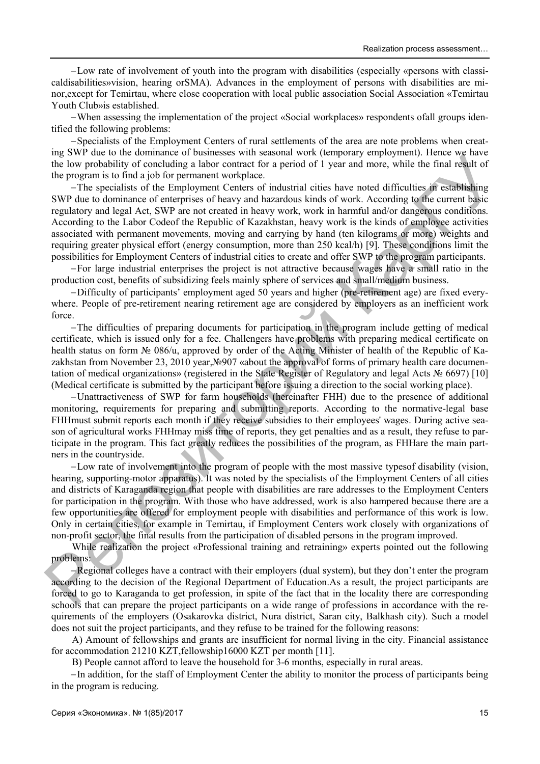–Low rate of involvement of youth into the program with disabilities (especially «persons with classicaldisabilities»vision, hearing orSMA). Advances in the employment of persons with disabilities are minor,except for Temirtau, where close cooperation with local public association Social Association «Temirtau Youth Club»is established.

–When assessing the implementation of the project «Social workplaces» respondents ofall groups identified the following problems:

–Specialists of the Employment Centers of rural settlements of the area are note problems when creating SWP due to the dominance of businesses with seasonal work (temporary employment). Hence we have the low probability of concluding a labor contract for a period of 1 year and more, while the final result of the program is to find a job for permanent workplace.

–The specialists of the Employment Centers of industrial cities have noted difficulties in establishing SWP due to dominance of enterprises of heavy and hazardous kinds of work. According to the current basic regulatory and legal Act, SWP are not created in heavy work, work in harmful and/or dangerous conditions. According to the Labor Codeof the Republic of Kazakhstan, heavy work is the kinds of employee activities associated with permanent movements, moving and carrying by hand (ten kilograms or more) weights and requiring greater physical effort (energy consumption, more than 250 kcal/h) [9]. These conditions limit the possibilities for Employment Centers of industrial cities to create and offer SWP to the program participants.

–For large industrial enterprises the project is not attractive because wages have a small ratio in the production cost, benefits of subsidizing feels mainly sphere of services and small/medium business.

–Difficulty of participants' employment aged 50 years and higher (pre-retirement age) are fixed everywhere. People of pre-retirement nearing retirement age are considered by employers as an inefficient work force.

–The difficulties of preparing documents for participation in the program include getting of medical certificate, which is issued only for a fee. Challengers have problems with preparing medical certificate on health status on form № 086/u, approved by order of the Acting Minister of health of the Republic of Kazakhstan from November 23, 2010 year,№907 «about the approval of forms of primary health care documentation of medical organizations» (registered in the State Register of Regulatory and legal Acts № 6697) [10] (Medical certificate is submitted by the participant before issuing a direction to the social working place).

–Unattractiveness of SWP for farm households (hereinafter FHH) due to the presence of additional monitoring, requirements for preparing and submitting reports. According to the normative-legal base FHHmust submit reports each month if they receive subsidies to their employees' wages. During active season of agricultural works FHHmay miss time of reports, they get penalties and as a result, they refuse to participate in the program. This fact greatly reduces the possibilities of the program, as FHHare the main partners in the countryside.

–Low rate of involvement into the program of people with the most massive typesof disability (vision, hearing, supporting-motor apparatus). It was noted by the specialists of the Employment Centers of all cities and districts of Karaganda region that people with disabilities are rare addresses to the Employment Centers for participation in the program. With those who have addressed, work is also hampered because there are a few opportunities are offered for employment people with disabilities and performance of this work is low. Only in certain cities, for example in Temirtau, if Employment Centers work closely with organizations of non-profit sector, the final results from the participation of disabled persons in the program improved.

While realization the project «Professional training and retraining» experts pointed out the following problems:

–Regional colleges have a contract with their employers (dual system), but they don't enter the program according to the decision of the Regional Department of Education.As a result, the project participants are forced to go to Karaganda to get profession, in spite of the fact that in the locality there are corresponding schools that can prepare the project participants on a wide range of professions in accordance with the requirements of the employers (Osakarovka district, Nura district, Saran city, Balkhash city). Such a model does not suit the project participants, and they refuse to be trained for the following reasons:

A) Amount of fellowships and grants are insufficient for normal living in the city. Financial assistance for accommodation 21210 KZT,fellowship16000 KZT per month [11].

B) People cannot afford to leave the household for 3-6 months, especially in rural areas.

–In addition, for the staff of Employment Center the ability to monitor the process of participants being in the program is reducing.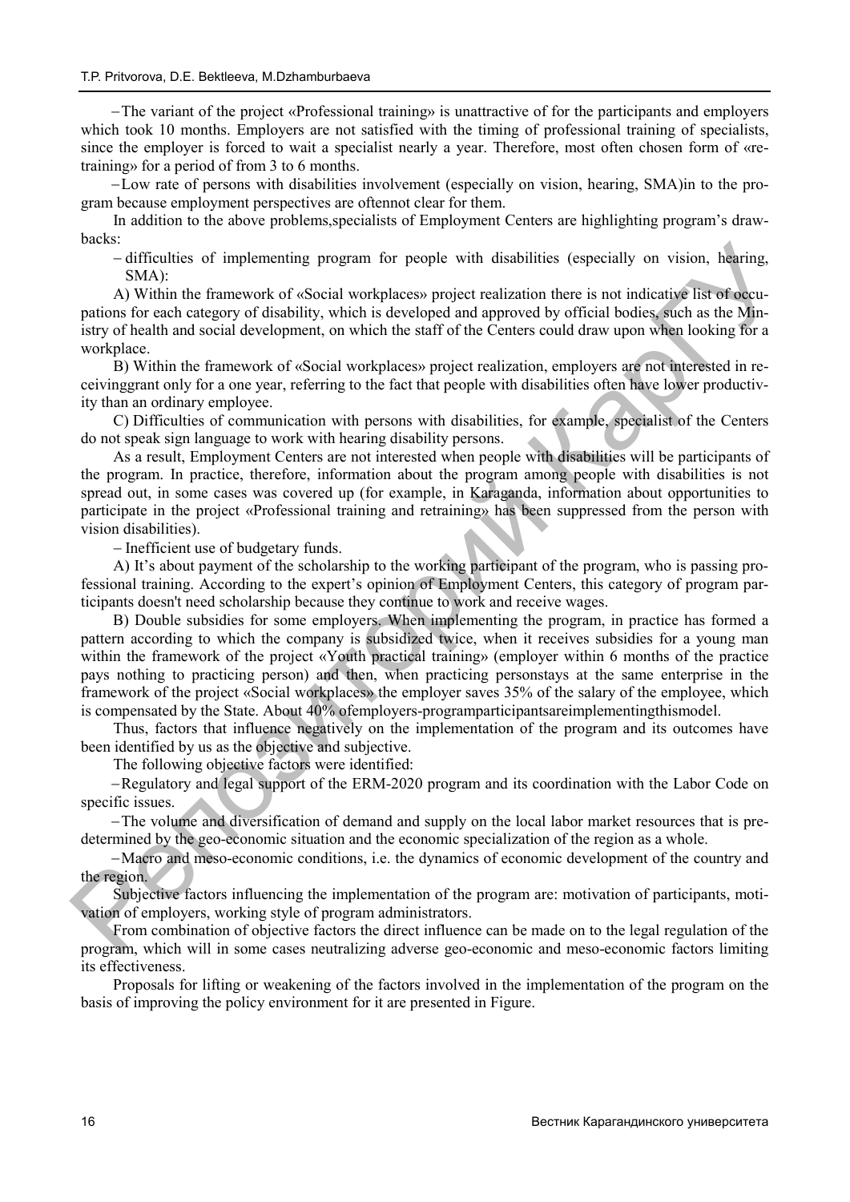– The variant of the project «Professional training» is unattractive of for the participants and employers which took 10 months. Employers are not satisfied with the timing of professional training of specialists, since the employer is forced to wait a specialist nearly a year. Therefore, most often chosen form of «re-training» for a period of from 3 to 6 months.

– Low rate of persons with disabilities involvement (especially on vision, hearing, SMA)in to the program because employment perspectives are oftennot clear for them.

In addition to the above problems,specialists of Employment Centers are highlighting program's drawbacks:

– difficulties of implementing program for people with disabilities (especially on vision, hearing, SMA):

A) Within the framework of «Social workplaces» project realization there is not indicative list of occupations for each category of disability, which is developed and approved by official bodies, such as the Ministry of health and social development, on which the staff of the Centers could draw upon when looking for a workplace.

B) Within the framework of «Social workplaces» project realization, employers are not interested in receivinggrant only for a one year, referring to the fact that people with disabilities often have lower productivity than an ordinary employee.

C) Difficulties of communication with persons with disabilities, for example, specialist of the Centers do not speak sign language to work with hearing disability persons.

As a result, Employment Centers are not interested when people with disabilities will be participants of the program. In practice, therefore, information about the program among people with disabilities is not spread out, in some cases was covered up (for example, in Karaganda, information about opportunities to participate in the project «Professional training and retraining» has been suppressed from the person with vision disabilities).

– Inefficient use of budgetary funds.

A) It's about payment of the scholarship to the working participant of the program, who is passing professional training. According to the expert's opinion of Employment Centers, this category of program participants doesn't need scholarship because they continue to work and receive wages.

B) Double subsidies for some employers. When implementing the program, in practice has formed a pattern according to which the company is subsidized twice, when it receives subsidies for a young man within the framework of the project «Youth practical training» (employer within 6 months of the practice pays nothing to practicing person) and then, when practicing personstays at the same enterprise in the framework of the project «Social workplaces» the employer saves 35% of the salary of the employee, which is compensated by the State. About 40% ofemployers-programparticipantsareimplementingthismodel.

Thus, factors that influence negatively on the implementation of the program and its outcomes have been identified by us as the objective and subjective.

The following objective factors were identified:

– Regulatory and legal support of the ERM-2020 program and its coordination with the Labor Code on specific issues.

– The volume and diversification of demand and supply on the local labor market resources that is predetermined by the geo-economic situation and the economic specialization of the region as a whole.

– Macro and meso-economic conditions, i.e. the dynamics of economic development of the country and the region.

Subjective factors influencing the implementation of the program are: motivation of participants, motivation of employers, working style of program administrators.

From combination of objective factors the direct influence can be made on to the legal regulation of the program, which will in some cases neutralizing adverse geo-economic and meso-economic factors limiting its effectiveness.

Proposals for lifting or weakening of the factors involved in the implementation of the program on the basis of improving the policy environment for it are presented in Figure.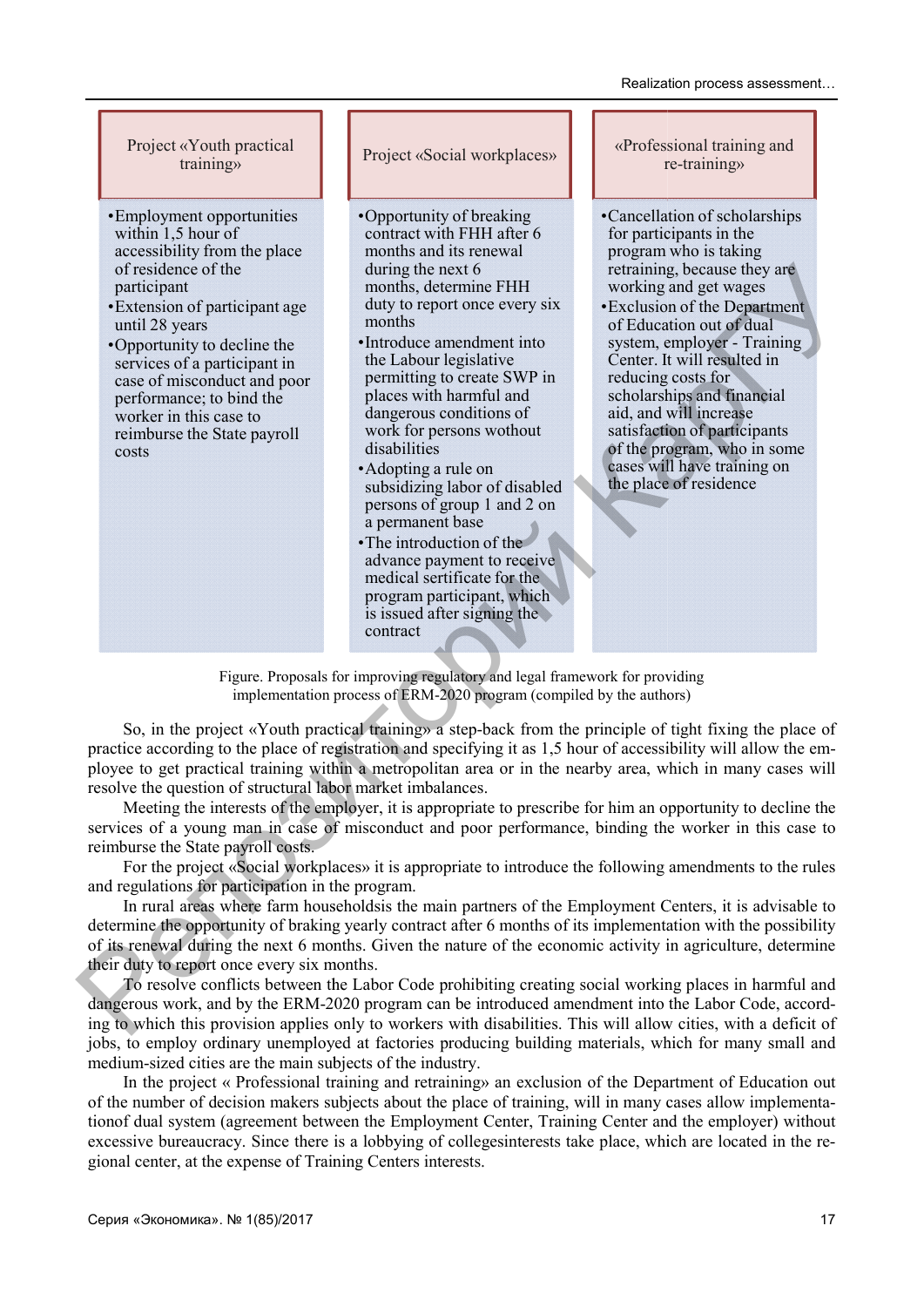| Project «Youth practical training» | Project «Social workplaces» | «Professional training and re-training» |
|---|---|---|
| •Employment opportunities within 1,5 hour of accessibility from the place of residence of the participant<br>•Extension of participant age until 28 years<br>•Opportunity to decline the services of a participant in case of misconduct and poor performance; to bind the worker in this case to reimburse the State payroll costs | •Opportunity of breaking contract with FHH after 6 months and its renewal during the next 6 months, determine FHH duty to report once every six months<br>•Introduce amendment into the Labour legislative permitting to create SWP in places with harmful and dangerous conditions of work for persons wothout disabilities<br>•Adopting a rule on subsidizing labor of disabled persons of group 1 and 2 on a permanent base<br>•The introduction of the advance payment to receive medical sertificate for the program participant, which is issued after signing the contract | •Cancellation of scholarships for participants in the program who is taking retraining, because they are working and get wages<br>•Exclusion of the Department of Education out of dual system, employer - Training Center. It will resulted in reducing costs for scholarships and financial aid, and will increase satisfaction of participants of the program, who in some cases will have training on the place of residence |

Figure. Proposals for improving regulatory and legal framework for providing implementation process of ERM-2020 program (compiled by the authors)

So, in the project «Youth practical training» a step-back from the principle of tight fixing the place of practice according to the place of registration and specifying it as 1,5 hour of accessibility will allow the employee to get practical training within a metropolitan area or in the nearby area, which in many cases will resolve the question of structural labor market imbalances.

Meeting the interests of the employer, it is appropriate to prescribe for him an opportunity to decline the services of a young man in case of misconduct and poor performance, binding the worker in this case to reimburse the State payroll costs.

For the project «Social workplaces» it is appropriate to introduce the following amendments to the rules and regulations for participation in the program.

In rural areas where farm householdsis the main partners of the Employment Centers, it is advisable to determine the opportunity of braking yearly contract after 6 months of its implementation with the possibility of its renewal during the next 6 months. Given the nature of the economic activity in agriculture, determine their duty to report once every six months.

To resolve conflicts between the Labor Code prohibiting creating social working places in harmful and dangerous work, and by the ERM-2020 program can be introduced amendment into the Labor Code, according to which this provision applies only to workers with disabilities. This will allow cities, with a deficit of jobs, to employ ordinary unemployed at factories producing building materials, which for many small and medium-sized cities are the main subjects of the industry.

In the project « Professional training and retraining» an exclusion of the Department of Education out of the number of decision makers subjects about the place of training, will in many cases allow implementationof dual system (agreement between the Employment Center, Training Center and the employer) without excessive bureaucracy. Since there is a lobbying of collegesinterests take place, which are located in the regional center, at the expense of Training Centers interests.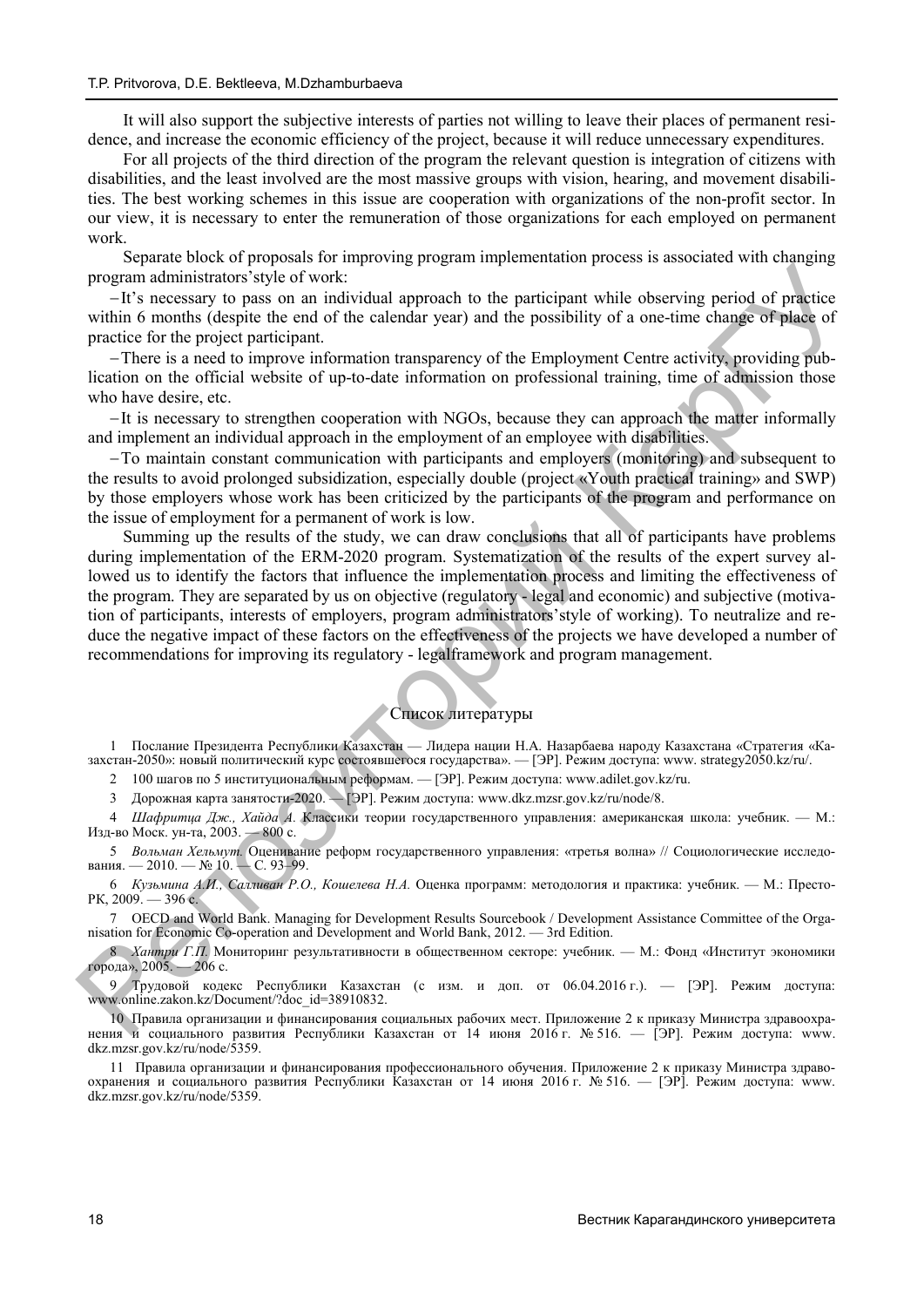It will also support the subjective interests of parties not willing to leave their places of permanent residence, and increase the economic efficiency of the project, because it will reduce unnecessary expenditures.

For all projects of the third direction of the program the relevant question is integration of citizens with disabilities, and the least involved are the most massive groups with vision, hearing, and movement disabilities. The best working schemes in this issue are cooperation with organizations of the non-profit sector. In our view, it is necessary to enter the remuneration of those organizations for each employed on permanent work.

Separate block of proposals for improving program implementation process is associated with changing program administrators'style of work:

– It's necessary to pass on an individual approach to the participant while observing period of practice within 6 months (despite the end of the calendar year) and the possibility of a one-time change of place of practice for the project participant.

– There is a need to improve information transparency of the Employment Centre activity, providing publication on the official website of up-to-date information on professional training, time of admission those who have desire, etc.

– It is necessary to strengthen cooperation with NGOs, because they can approach the matter informally and implement an individual approach in the employment of an employee with disabilities.

– To maintain constant communication with participants and employers (monitoring) and subsequent to the results to avoid prolonged subsidization, especially double (project «Youth practical training» and SWP) by those employers whose work has been criticized by the participants of the program and performance on the issue of employment for a permanent of work is low.

Summing up the results of the study, we can draw conclusions that all of participants have problems during implementation of the ERM-2020 program. Systematization of the results of the expert survey allowed us to identify the factors that influence the implementation process and limiting the effectiveness of the program. They are separated by us on objective (regulatory - legal and economic) and subjective (motivation of participants, interests of employers, program administrators'style of working). To neutralize and reduce the negative impact of these factors on the effectiveness of the projects we have developed a number of recommendations for improving its regulatory - legalframework and program management.

## Список литературы

1 Послание Президента Республики Казахстан — Лидера нации Н.А. Назарбаева народу Казахстана «Стратегия «Казахстан-2050»: новый политический курс состоявшегося государства». — [ЭР]. Режим доступа: www. strategy2050.kz/ru/.

2 100 шагов по 5 институциональным реформам. — [ЭР]. Режим доступа: www.adilet.gov.kz/ru.

3 Дорожная карта занятости-2020. — [ЭР]. Режим доступа: www.dkz.mzsr.gov.kz/ru/node/8.

4 *Шафритца Дж., Хайда А.* Классики теории государственного управления: американская школа: учебник. — М.: Изд-во Моск. ун-та, 2003. — 800 с.

5 *Вольман Хельмут.* Оценивание реформ государственного управления: «третья волна» // Социологические исследования. — 2010. — № 10. — С. 93–99.

6 *Кузьмина А.И., Салливан Р.О., Кошелева Н.А.* Оценка программ: методология и практика: учебник. — М.: Престо-РК, 2009. — 396 с.

7 OECD and World Bank. Managing for Development Results Sourcebook / Development Assistance Committee of the Organisation for Economic Co-operation and Development and World Bank, 2012. — 3rd Edition.

8 *Хатри Г.П.* Мониторинг результативности в общественном секторе: учебник. — М.: Фонд «Институт экономики города», 2005. — 206 с.

9 Трудовой кодекс Республики Казахстан (с изм. и доп. от 06.04.2016 г.). — [ЭР]. Режим доступа: www.online.zakon.kz/Document/?doc_id=38910832.

10 Правила организации и финансирования социальных рабочих мест. Приложение 2 к приказу Министра здравоохранения и социального развития Республики Казахстан от 14 июня 2016 г. № 516. — [ЭР]. Режим доступа: www. dkz.mzsr.gov.kz/ru/node/5359.

11 Правила организации и финансирования профессионального обучения. Приложение 2 к приказу Министра здравоохранения и социального развития Республики Казахстан от 14 июня 2016 г. № 516. — [ЭР]. Режим доступа: www. dkz.mzsr.gov.kz/ru/node/5359.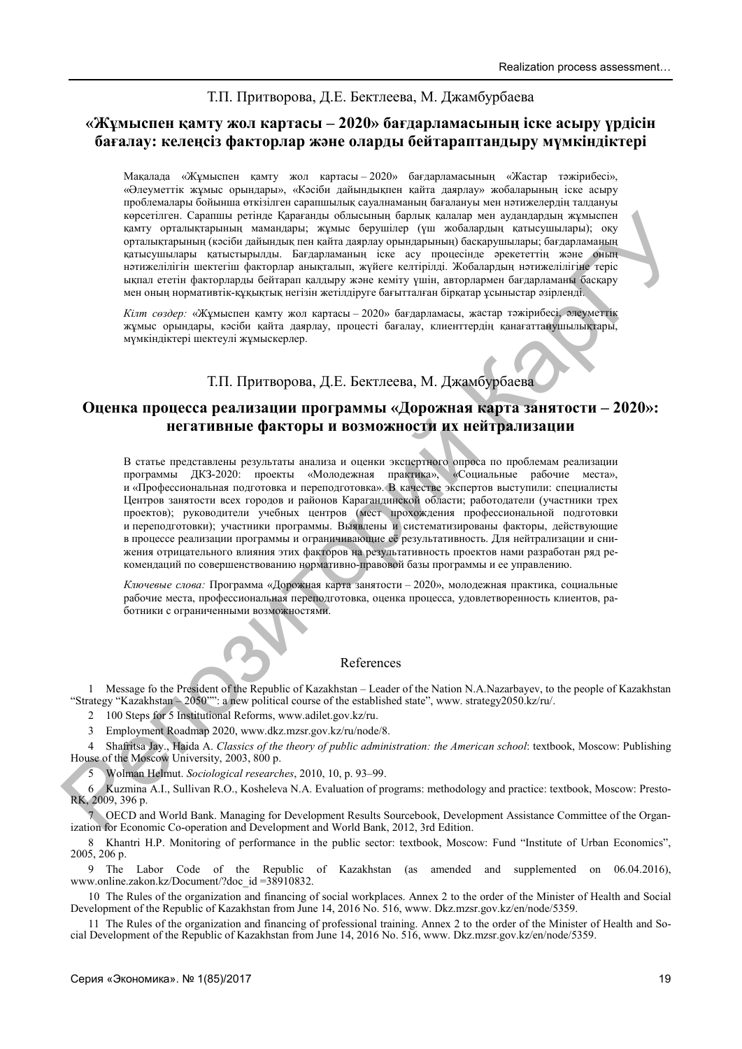Т.П. Притворова, Д.Е. Бектлеева, М. Джамбурбаева

## «Жұмыспен қамту жол картасы – 2020» бағдарламасының іске асыру үрдісін бағалау: келеңсіз факторлар және оларды бейтараптандыру мүмкіндіктері

Мақалада «Жұмыспен қамту жол картасы – 2020» бағдарламасының «Жастар тәжірибесі», «Әлеуметтік жұмыс орындары», «Кәсіби дайындықпен қайта даярлау» жобаларының іске асыру проблемалары бойынша өткізілген сарапшылық сауалнаманың бағалануы мен нәтижелердің талдануы көрсетілген. Сарапшы ретінде Қарағанды облысының барлық қалалар мен аудандардың жұмыспен қамту орталықтарының мамандары; жұмыс берушілер (үш жобалардың қатысушылары); оқу орталықтарының (кәсіби дайындық пен қайта даярлау орындарының) басқарушылары; бағдарламаның қатысушылары қатыстырылды. Бағдарламаның іске асу процесінде әрекеттегі және оның нәтижелілігін шектегіш факторлар анықталып, жүйеге келтірілді. Жобалардың нәтижелілігіне теріс ықпал ететін факторларды бейтарап қалдыру және кеміту үшін, авторлармен бағдарламаны басқару мен оның нормативтік-құқықтық негізін жетілдіруге бағытталған бірқатар ұсыныстар әзірленді.

*Кілт сөздер:* «Жұмыспен қамту жол картасы – 2020» бағдарламасы, жастар тәжірибесі, әлеуметтік жұмыс орындары, кәсіби қайта даярлау, процесті бағалау, клиенттердің қанағаттанушылықтары, мүмкіндіктері шектеулі жұмыскерлер.

Т.П. Притворова, Д.Е. Бектлеева, М. Джамбурбаева

## Оценка процесса реализации программы «Дорожная карта занятости – 2020»: негативные факторы и возможности их нейтрализации

В статье представлены результаты анализа и оценки экспертного опроса по проблемам реализации программы ДКЗ-2020: проекты «Молодежная практика», «Социальные рабочие места», и «Профессиональная подготовка и переподготовка». В качестве экспертов выступили: специалисты Центров занятости всех городов и районов Карагандинской области; работодатели (участники трех проектов); руководители учебных центров (мест прохождения профессиональной подготовки и переподготовки); участники программы. Выявлены и систематизированы факторы, действующие в процессе реализации программы и ограничивающие её результативность. Для нейтрализации и снижения отрицательного влияния этих факторов на результативность проектов нами разработан ряд рекомендаций по совершенствованию нормативно-правовой базы программы и ее управлению.

*Ключевые слова:* Программа «Дорожная карта занятости – 2020», молодежная практика, социальные рабочие места, профессиональная переподготовка, оценка процесса, удовлетворенность клиентов, работники с ограниченными возможностями.

## References

1 Message fo the President of the Republic of Kazakhstan – Leader of the Nation N.A.Nazarbayev, to the people of Kazakhstan "Strategy "Kazakhstan – 2050"": a new political course of the established state", www. strategy2050.kz/ru/.

2 100 Steps for 5 Institutional Reforms, www.adilet.gov.kz/ru.

3 Employment Roadmap 2020, www.dkz.mzsr.gov.kz/ru/node/8.

4 Shafritsa Jay., Haida A. *Classics of the theory of public administration: the American school*: textbook, Moscow: Publishing House of the Moscow University, 2003, 800 p.

5 Wolman Helmut. *Sociological researches*, 2010, 10, p. 93–99.

6 Kuzmina A.I., Sullivan R.O., Kosheleva N.A. Evaluation of programs: methodology and practice: textbook, Moscow: Presto-RK, 2009, 396 p.

7 OECD and World Bank. Managing for Development Results Sourcebook, Development Assistance Committee of the Organization for Economic Co-operation and Development and World Bank, 2012, 3rd Edition.

8 Khantri H.P. Monitoring of performance in the public sector: textbook, Moscow: Fund "Institute of Urban Economics", 2005, 206 p.

9 The Labor Code of the Republic of Kazakhstan (as amended and supplemented on 06.04.2016), www.online.zakon.kz/Document/?doc_id =38910832.

10 The Rules of the organization and financing of social workplaces. Annex 2 to the order of the Minister of Health and Social Development of the Republic of Kazakhstan from June 14, 2016 No. 516, www. Dkz.mzsr.gov.kz/en/node/5359.

11 The Rules of the organization and financing of professional training. Annex 2 to the order of the Minister of Health and Social Development of the Republic of Kazakhstan from June 14, 2016 No. 516, www. Dkz.mzsr.gov.kz/en/node/5359.